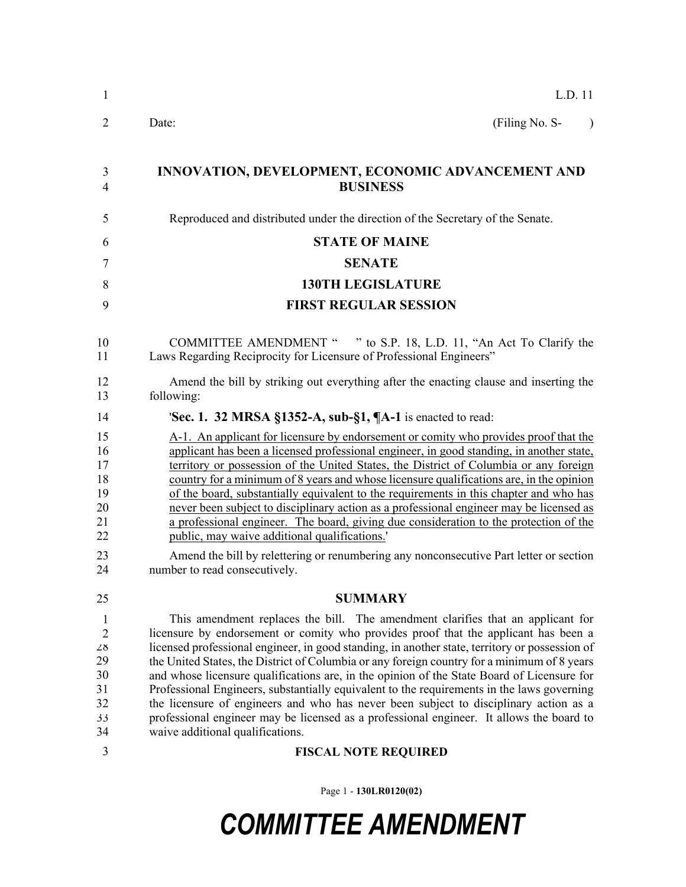L.D. 11

Date: (Filing No. S- )

**INNOVATION, DEVELOPMENT, ECONOMIC ADVANCEMENT AND BUSINESS**

Reproduced and distributed under the direction of the Secretary of the Senate.

**STATE OF MAINE**

**SENATE**

**130TH LEGISLATURE**

**FIRST REGULAR SESSION**

COMMITTEE AMENDMENT " " to S.P. 18, L.D. 11, "An Act To Clarify the Laws Regarding Reciprocity for Licensure of Professional Engineers"

Amend the bill by striking out everything after the enacting clause and inserting the following:

'**Sec. 1. 32 MRSA §1352-A, sub-§1, ¶A-1** is enacted to read:

<u>A-1. An applicant for licensure by endorsement or comity who provides proof that the applicant has been a licensed professional engineer, in good standing, in another state, territory or possession of the United States, the District of Columbia or any foreign country for a minimum of 8 years and whose licensure qualifications are, in the opinion of the board, substantially equivalent to the requirements in this chapter and who has never been subject to disciplinary action as a professional engineer may be licensed as a professional engineer. The board, giving due consideration to the protection of the public, may waive additional qualifications.</u>'

Amend the bill by relettering or renumbering any nonconsecutive Part letter or section number to read consecutively.

## SUMMARY

This amendment replaces the bill. The amendment clarifies that an applicant for licensure by endorsement or comity who provides proof that the applicant has been a licensed professional engineer, in good standing, in another state, territory or possession of the United States, the District of Columbia or any foreign country for a minimum of 8 years and whose licensure qualifications are, in the opinion of the State Board of Licensure for Professional Engineers, substantially equivalent to the requirements in the laws governing the licensure of engineers and who has never been subject to disciplinary action as a professional engineer may be licensed as a professional engineer. It allows the board to waive additional qualifications.

**FISCAL NOTE REQUIRED**

# COMMITTEE AMENDMENT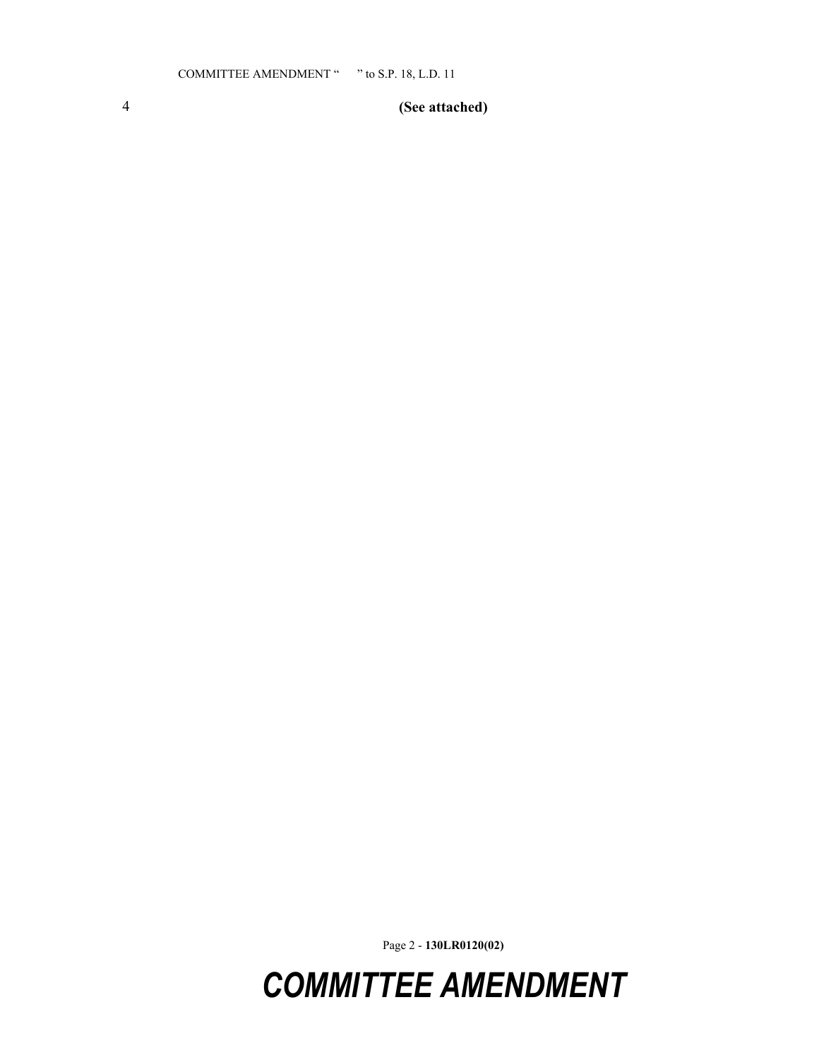**(See attached)**